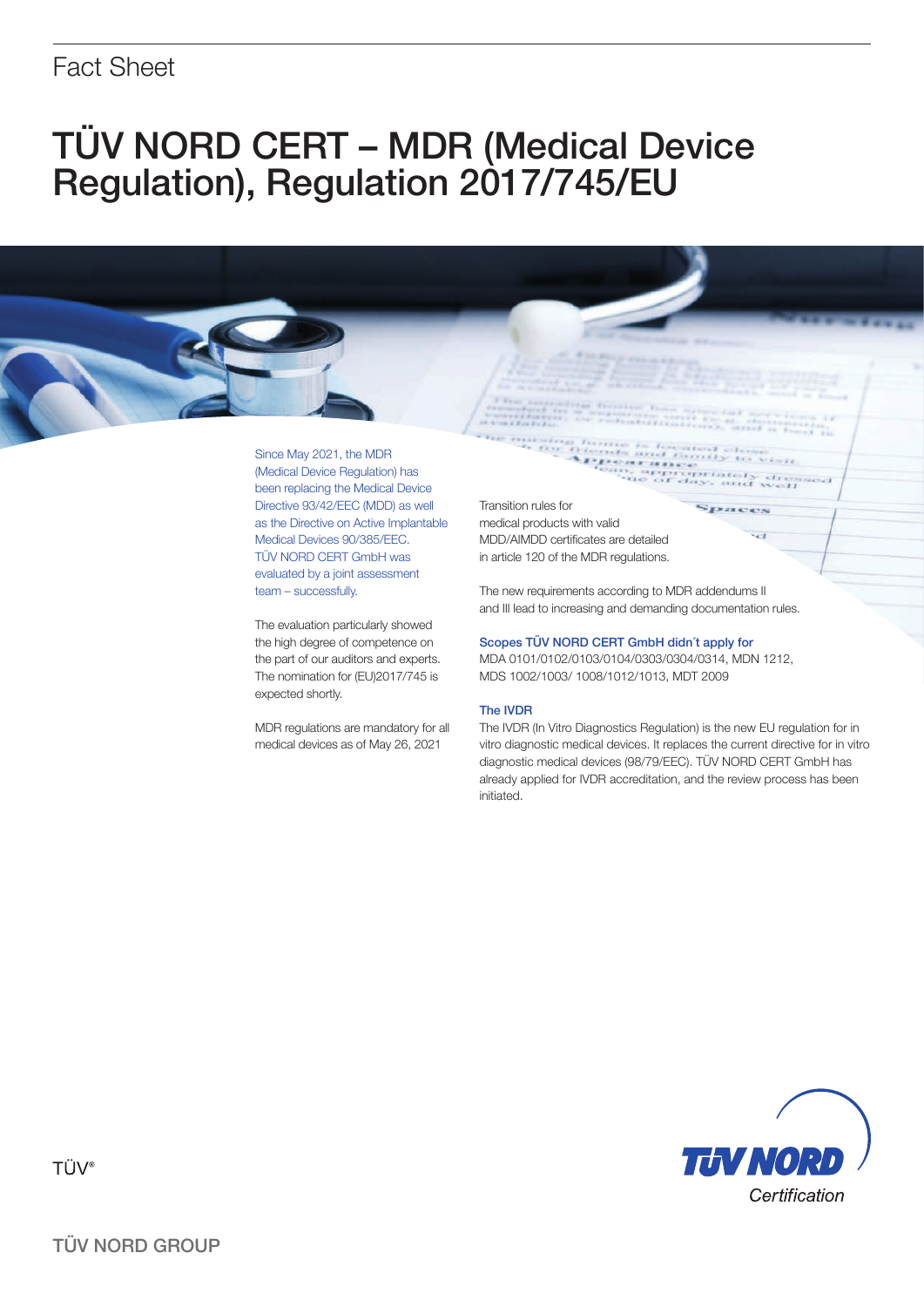Fact Sheet

# TÜV NORD CERT – MDR (Medical Device Regulation), Regulation 2017/745/EU

Since May 2021, the MDR (Medical Device Regulation) has been replacing the Medical Device Directive 93/42/EEC (MDD) as well as the Directive on Active Implantable Medical Devices 90/385/EEC. TÜV NORD CERT GmbH was evaluated by a joint assessment team – successfully.

The evaluation particularly showed the high degree of competence on the part of our auditors and experts. The nomination for (EU)2017/745 is expected shortly.

MDR regulations are mandatory for all medical devices as of May 26, 2021

Transition rules for medical products with valid MDD/AIMDD certificates are detailed in article 120 of the MDR regulations.

The new requirements according to MDR addendums II and III lead to increasing and demanding documentation rules.

### Scopes TÜV NORD CERT GmbH didn´t apply for

MDA 0101/0102/0103/0104/0303/0304/0314, MDN 1212, MDS 1002/1003/ 1008/1012/1013, MDT 2009

### The IVDR

The IVDR (In Vitro Diagnostics Regulation) is the new EU regulation for in vitro diagnostic medical devices. It replaces the current directive for in vitro diagnostic medical devices (98/79/EEC). TÜV NORD CERT GmbH has already applied for IVDR accreditation, and the review process has been initiated.

TÜV®

TÜV NORD Certification

TÜV NORD GROUP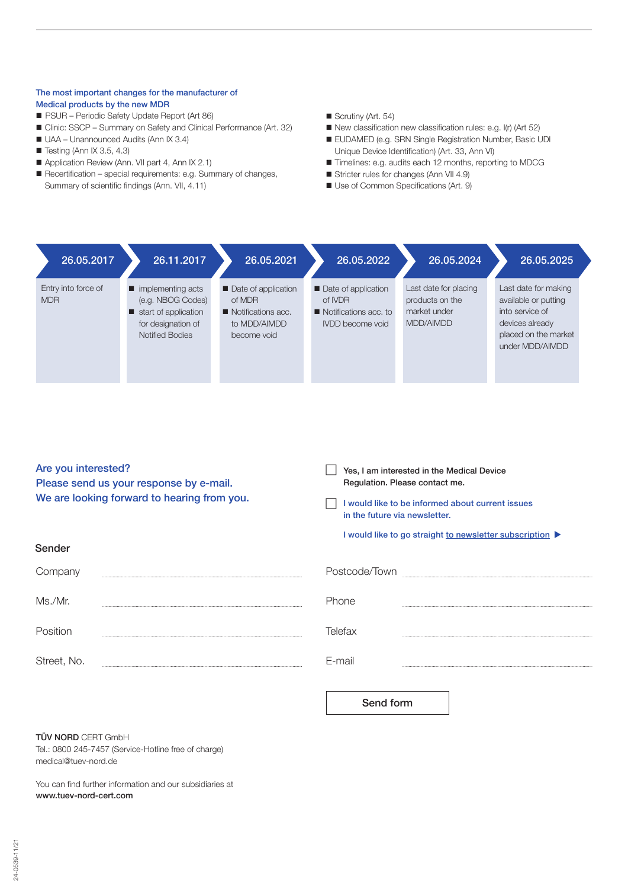### The most important changes for the manufacturer of Medical products by the new MDR

- PSUR – Periodic Safety Update Report (Art 86)
- Clinic: SSCP – Summary on Safety and Clinical Performance (Art. 32)
- UAA – Unannounced Audits (Ann IX 3.4)
- Testing (Ann IX 3.5, 4.3)
- Application Review (Ann. VII part 4, Ann IX 2.1)
- Recertification – special requirements: e.g. Summary of changes, Summary of scientific findings (Ann. VII, 4.11)
- Scrutiny (Art. 54)
- New classification new classification rules: e.g. I(r) (Art 52)
- EUDAMED (e.g. SRN Single Registration Number, Basic UDI Unique Device Identification) (Art. 33, Ann VI)
- Timelines: e.g. audits each 12 months, reporting to MDCG
- Stricter rules for changes (Ann VII 4.9)
- Use of Common Specifications (Art. 9)

| 26.05.2017 | 26.11.2017 | 26.05.2021 | 26.05.2022 | 26.05.2024 | 26.05.2025 |
|---|---|---|---|---|---|
| Entry into force of MDR | ■ implementing acts (e.g. NBOG Codes)<br>■ start of application for designation of Notified Bodies | ■ Date of application of MDR<br>■ Notifications acc. to MDD/AIMDD become void | ■ Date of application of IVDR<br>■ Notifications acc. to IVDD become void | Last date for placing products on the market under MDD/AIMDD | Last date for making available or putting into service of devices already placed on the market under MDD/AIMDD |

**Are you interested?**
**Please send us your response by e-mail.**
**We are looking forward to hearing from you.**

☐ **Yes, I am interested in the Medical Device Regulation. Please contact me.**

☐ **I would like to be informed about current issues in the future via newsletter.**

**I would like to go straight to newsletter subscription ▶**

**Sender**

Company ..............................

Ms./Mr. ..............................

Position ..............................

Street, No. ..............................

Postcode/Town ..............................

Phone ..............................

Telefax ..............................

E-mail ..............................

Send form

**TÜV NORD** CERT GmbH
Tel.: 0800 245-7457 (Service-Hotline free of charge)
medical@tuev-nord.de

You can find further information and our subsidiaries at
**www.tuev-nord-cert.com**

24-0539-11/21